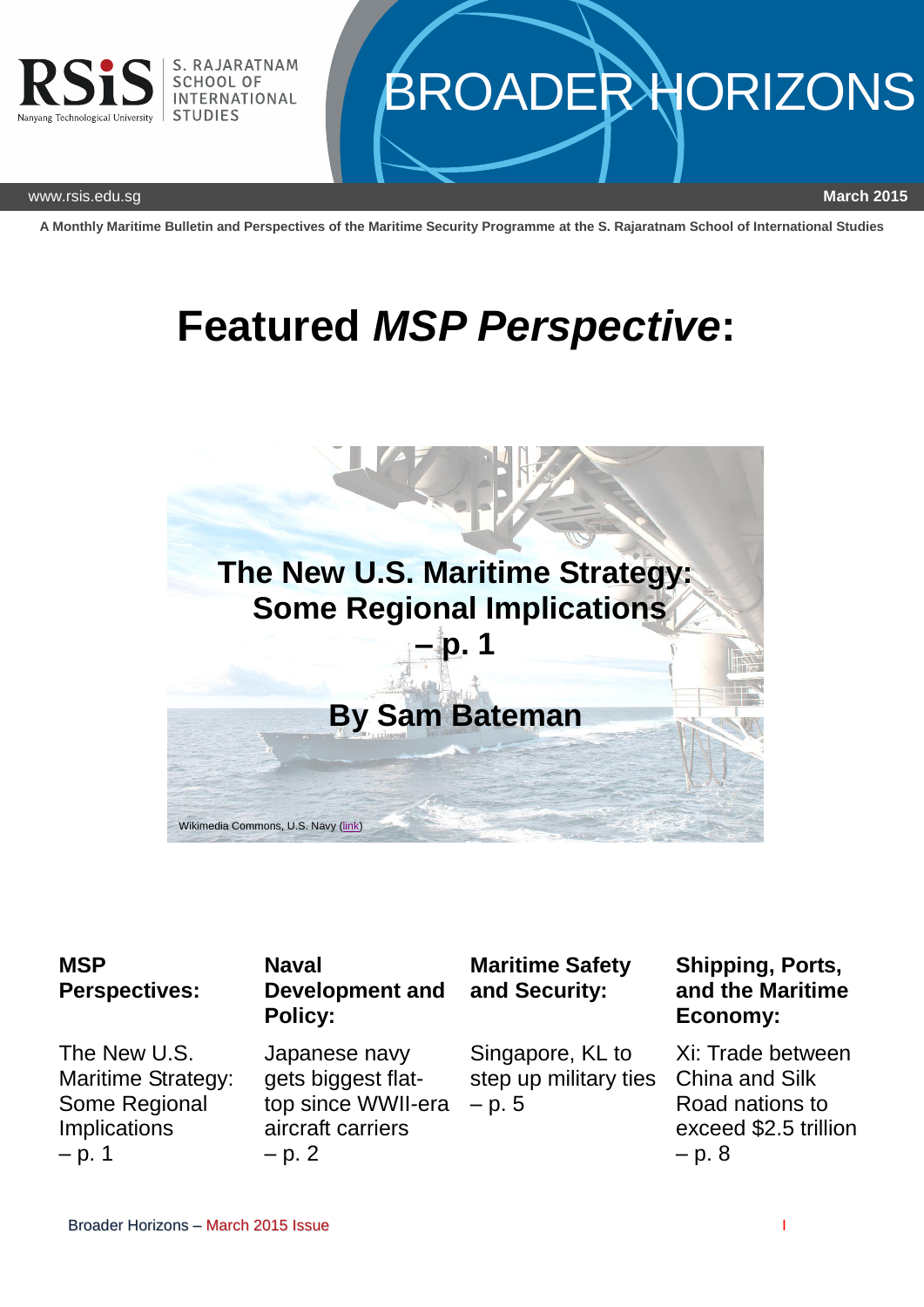# BROADER HORIZONS

S. RAJARATNAM SCHOOL OF INTERNATIONAL STUDIES

www.rsis.edu.sg

**March 2015**

**A Monthly Maritime Bulletin and Perspectives of the Maritime Security Programme at the S. Rajaratnam School of International Studies**

# Featured *MSP Perspective*:

**The New U.S. Maritime Strategy: Some Regional Implications – p. 1**

**By Sam Bateman**

Wikimedia Commons, U.S. Navy (link)

**MSP Perspectives:**

The New U.S. Maritime Strategy: Some Regional Implications – p. 1

**Naval Development and Policy:**

Japanese navy gets biggest flat-top since WWII-era aircraft carriers – p. 2

**Maritime Safety and Security:**

Singapore, KL to step up military ties – p. 5

**Shipping, Ports, and the Maritime Economy:**

Xi: Trade between China and Silk Road nations to exceed $2.5 trillion – p. 8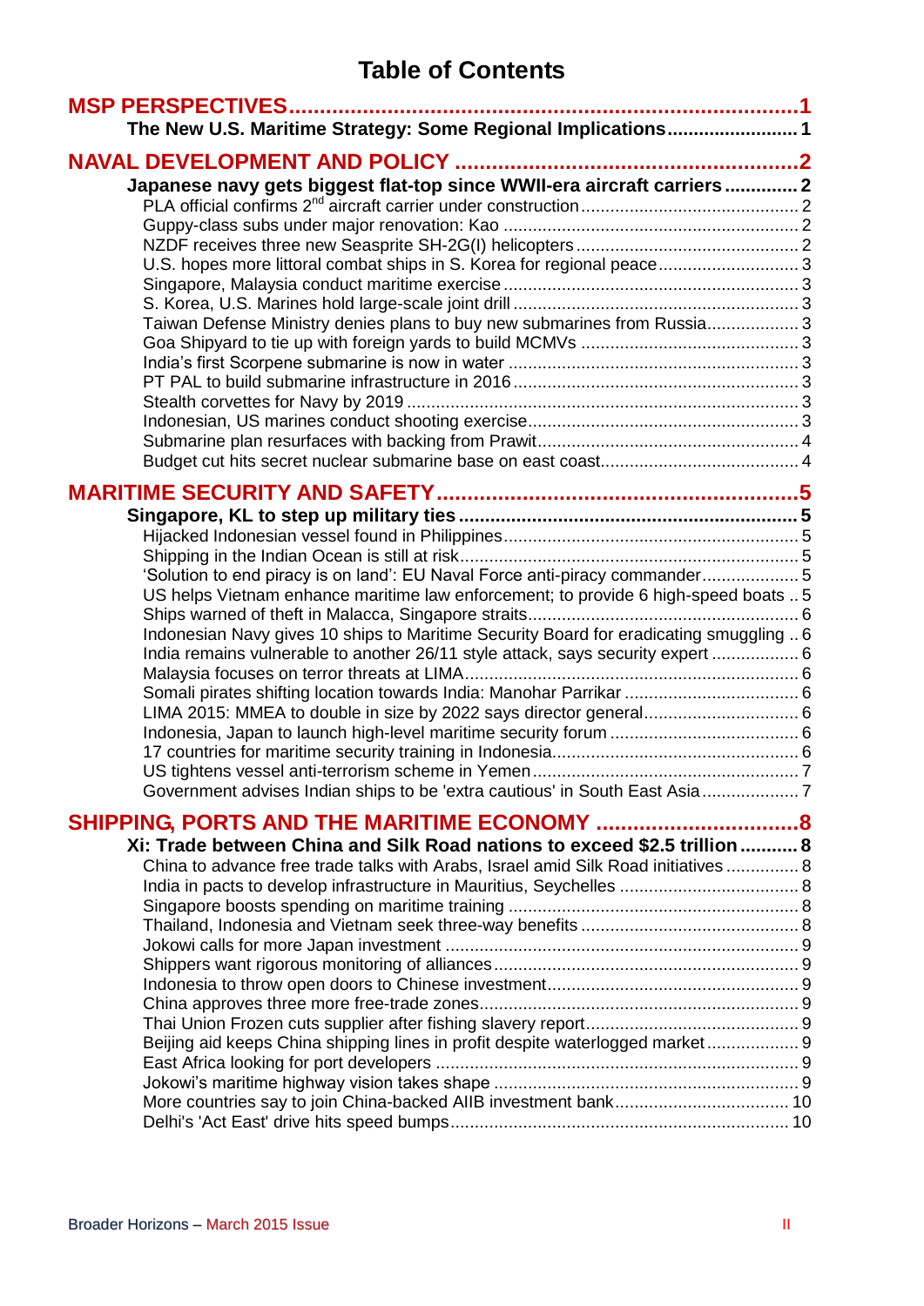# Table of Contents

**MSP PERSPECTIVES** ........ 1

**The New U.S. Maritime Strategy: Some Regional Implications** ........ 1

**NAVAL DEVELOPMENT AND POLICY** ........ 2

**Japanese navy gets biggest flat-top since WWII-era aircraft carriers** ........ 2

PLA official confirms 2nd aircraft carrier under construction ........ 2

Guppy-class subs under major renovation: Kao ........ 2

NZDF receives three new Seasprite SH-2G(I) helicopters ........ 2

U.S. hopes more littoral combat ships in S. Korea for regional peace ........ 3

Singapore, Malaysia conduct maritime exercise ........ 3

S. Korea, U.S. Marines hold large-scale joint drill ........ 3

Taiwan Defense Ministry denies plans to buy new submarines from Russia ........ 3

Goa Shipyard to tie up with foreign yards to build MCMVs ........ 3

India's first Scorpene submarine is now in water ........ 3

PT PAL to build submarine infrastructure in 2016 ........ 3

Stealth corvettes for Navy by 2019 ........ 3

Indonesian, US marines conduct shooting exercise ........ 3

Submarine plan resurfaces with backing from Prawit ........ 4

Budget cut hits secret nuclear submarine base on east coast ........ 4

**MARITIME SECURITY AND SAFETY** ........ 5

**Singapore, KL to step up military ties** ........ 5

Hijacked Indonesian vessel found in Philippines ........ 5

Shipping in the Indian Ocean is still at risk ........ 5

'Solution to end piracy is on land': EU Naval Force anti-piracy commander ........ 5

US helps Vietnam enhance maritime law enforcement; to provide 6 high-speed boats ........ 5

Ships warned of theft in Malacca, Singapore straits ........ 6

Indonesian Navy gives 10 ships to Maritime Security Board for eradicating smuggling ........ 6

India remains vulnerable to another 26/11 style attack, says security expert ........ 6

Malaysia focuses on terror threats at LIMA ........ 6

Somali pirates shifting location towards India: Manohar Parrikar ........ 6

LIMA 2015: MMEA to double in size by 2022 says director general ........ 6

Indonesia, Japan to launch high-level maritime security forum ........ 6

17 countries for maritime security training in Indonesia ........ 6

US tightens vessel anti-terrorism scheme in Yemen ........ 7

Government advises Indian ships to be 'extra cautious' in South East Asia ........ 7

**SHIPPING, PORTS AND THE MARITIME ECONOMY** ........ 8

**Xi: Trade between China and Silk Road nations to exceed $2.5 trillion** ........ 8

China to advance free trade talks with Arabs, Israel amid Silk Road initiatives ........ 8

India in pacts to develop infrastructure in Mauritius, Seychelles ........ 8

Singapore boosts spending on maritime training ........ 8

Thailand, Indonesia and Vietnam seek three-way benefits ........ 8

Jokowi calls for more Japan investment ........ 9

Shippers want rigorous monitoring of alliances ........ 9

Indonesia to throw open doors to Chinese investment ........ 9

China approves three more free-trade zones ........ 9

Thai Union Frozen cuts supplier after fishing slavery report ........ 9

Beijing aid keeps China shipping lines in profit despite waterlogged market ........ 9

East Africa looking for port developers ........ 9

Jokowi's maritime highway vision takes shape ........ 9

More countries say to join China-backed AIIB investment bank ........ 10

Delhi's 'Act East' drive hits speed bumps ........ 10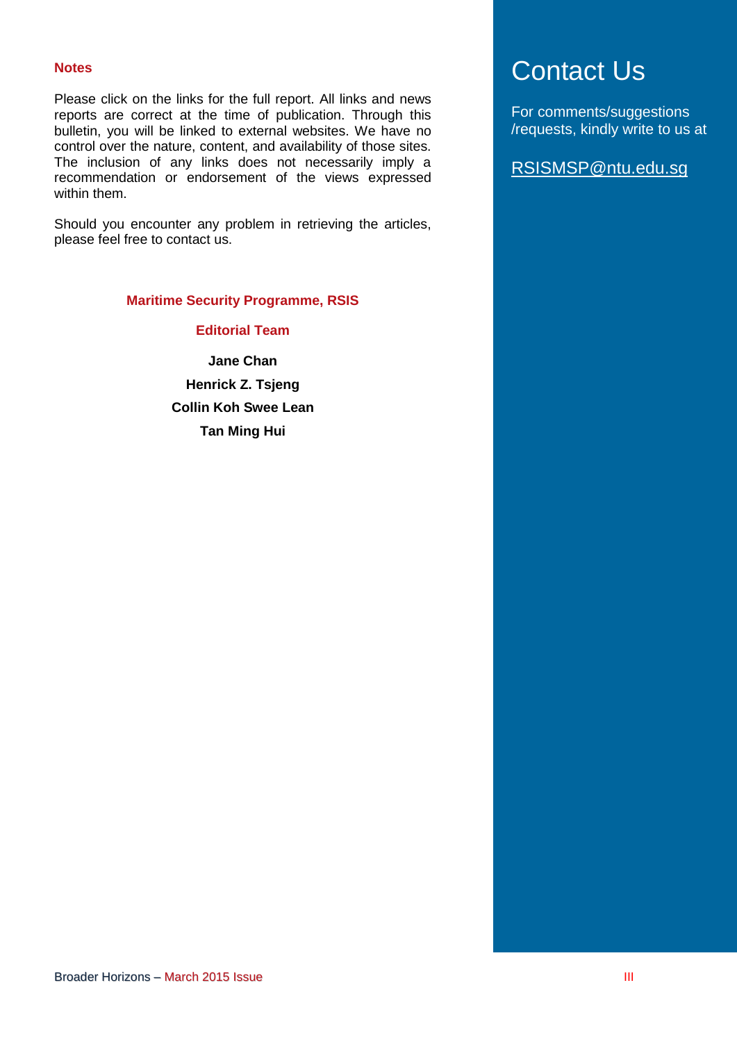**Notes**

Please click on the links for the full report. All links and news reports are correct at the time of publication. Through this bulletin, you will be linked to external websites. We have no control over the nature, content, and availability of those sites. The inclusion of any links does not necessarily imply a recommendation or endorsement of the views expressed within them.

Should you encounter any problem in retrieving the articles, please feel free to contact us.

**Maritime Security Programme, RSIS**

**Editorial Team**

**Jane Chan**

**Henrick Z. Tsjeng**

**Collin Koh Swee Lean**

**Tan Ming Hui**

# Contact Us

For comments/suggestions /requests, kindly write to us at

RSISMSP@ntu.edu.sg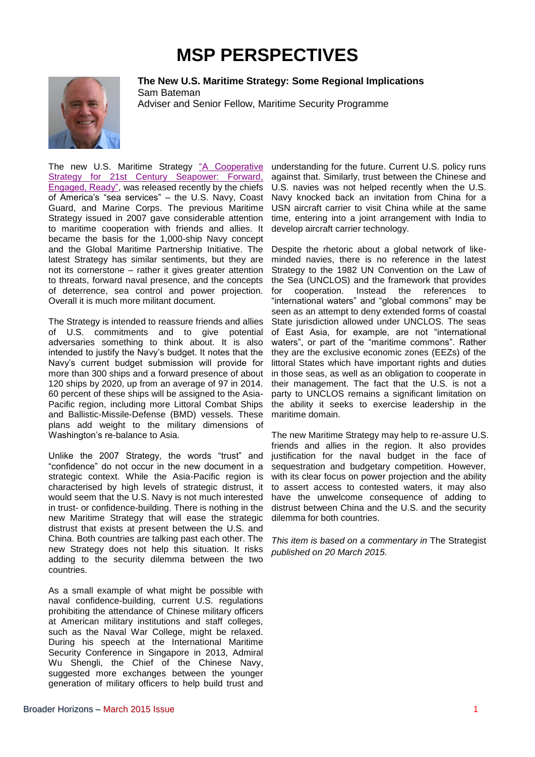# MSP PERSPECTIVES

**The New U.S. Maritime Strategy: Some Regional Implications**
Sam Bateman
Adviser and Senior Fellow, Maritime Security Programme

The new U.S. Maritime Strategy "A Cooperative Strategy for 21st Century Seapower: Forward, Engaged, Ready", was released recently by the chiefs of America's "sea services" – the U.S. Navy, Coast Guard, and Marine Corps. The previous Maritime Strategy issued in 2007 gave considerable attention to maritime cooperation with friends and allies. It became the basis for the 1,000-ship Navy concept and the Global Maritime Partnership Initiative. The latest Strategy has similar sentiments, but they are not its cornerstone – rather it gives greater attention to threats, forward naval presence, and the concepts of deterrence, sea control and power projection. Overall it is much more militant document.

The Strategy is intended to reassure friends and allies of U.S. commitments and to give potential adversaries something to think about. It is also intended to justify the Navy's budget. It notes that the Navy's current budget submission will provide for more than 300 ships and a forward presence of about 120 ships by 2020, up from an average of 97 in 2014. 60 percent of these ships will be assigned to the Asia-Pacific region, including more Littoral Combat Ships and Ballistic-Missile-Defense (BMD) vessels. These plans add weight to the military dimensions of Washington's re-balance to Asia.

Unlike the 2007 Strategy, the words "trust" and "confidence" do not occur in the new document in a strategic context. While the Asia-Pacific region is characterised by high levels of strategic distrust, it would seem that the U.S. Navy is not much interested in trust- or confidence-building. There is nothing in the new Maritime Strategy that will ease the strategic distrust that exists at present between the U.S. and China. Both countries are talking past each other. The new Strategy does not help this situation. It risks adding to the security dilemma between the two countries.

As a small example of what might be possible with naval confidence-building, current U.S. regulations prohibiting the attendance of Chinese military officers at American military institutions and staff colleges, such as the Naval War College, might be relaxed. During his speech at the International Maritime Security Conference in Singapore in 2013, Admiral Wu Shengli, the Chief of the Chinese Navy, suggested more exchanges between the younger generation of military officers to help build trust and understanding for the future. Current U.S. policy runs against that. Similarly, trust between the Chinese and U.S. navies was not helped recently when the U.S. Navy knocked back an invitation from China for a USN aircraft carrier to visit China while at the same time, entering into a joint arrangement with India to develop aircraft carrier technology.

Despite the rhetoric about a global network of like-minded navies, there is no reference in the latest Strategy to the 1982 UN Convention on the Law of the Sea (UNCLOS) and the framework that provides for cooperation. Instead the references to "international waters" and "global commons" may be seen as an attempt to deny extended forms of coastal State jurisdiction allowed under UNCLOS. The seas of East Asia, for example, are not "international waters", or part of the "maritime commons". Rather they are the exclusive economic zones (EEZs) of the littoral States which have important rights and duties in those seas, as well as an obligation to cooperate in their management. The fact that the U.S. is not a party to UNCLOS remains a significant limitation on the ability it seeks to exercise leadership in the maritime domain.

The new Maritime Strategy may help to re-assure U.S. friends and allies in the region. It also provides justification for the naval budget in the face of sequestration and budgetary competition. However, with its clear focus on power projection and the ability to assert access to contested waters, it may also have the unwelcome consequence of adding to distrust between China and the U.S. and the security dilemma for both countries.

*This item is based on a commentary in* The Strategist *published on 20 March 2015.*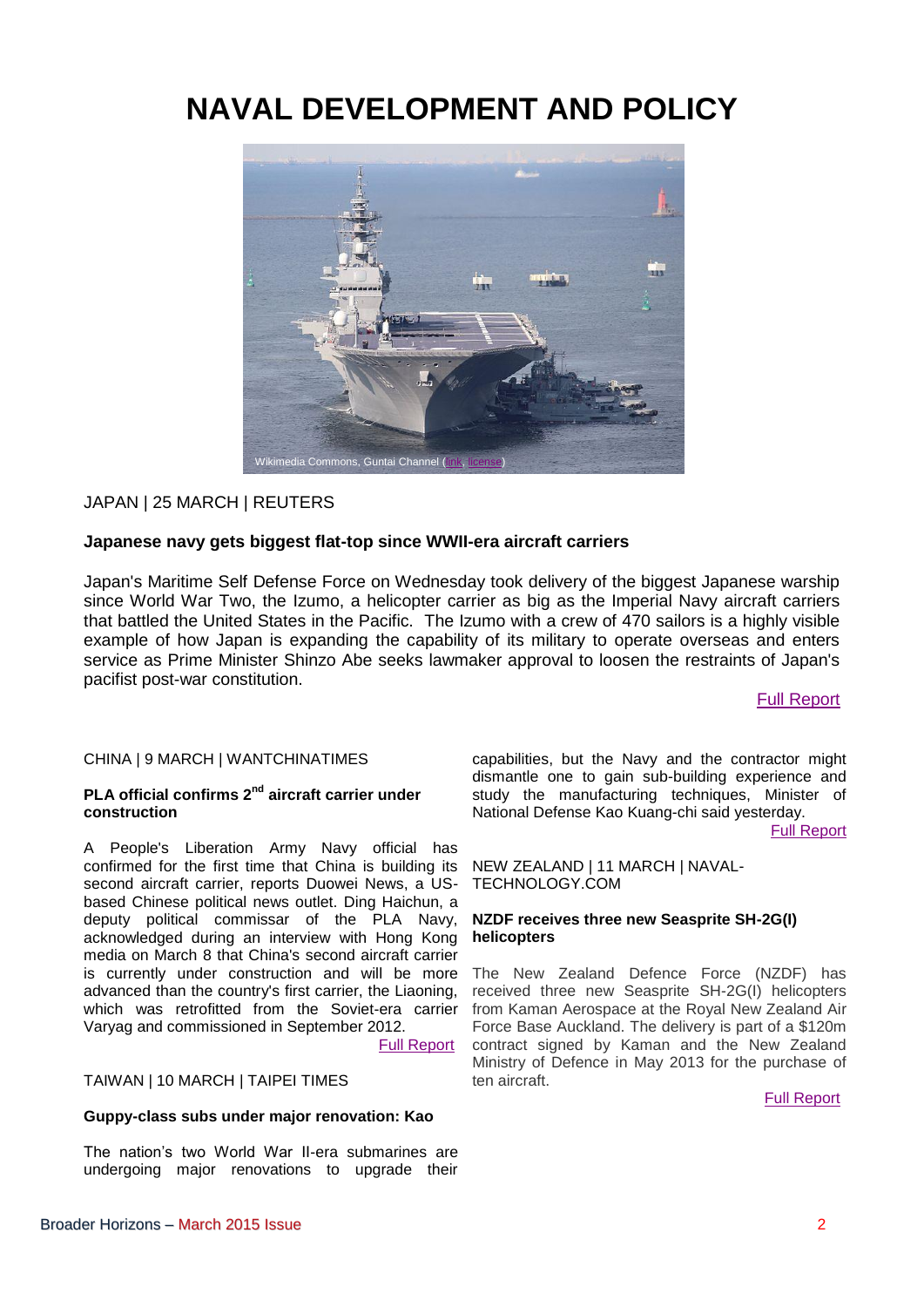# NAVAL DEVELOPMENT AND POLICY

Wikimedia Commons, Guntai Channel (link, license)

JAPAN | 25 MARCH | REUTERS

**Japanese navy gets biggest flat-top since WWII-era aircraft carriers**

Japan's Maritime Self Defense Force on Wednesday took delivery of the biggest Japanese warship since World War Two, the Izumo, a helicopter carrier as big as the Imperial Navy aircraft carriers that battled the United States in the Pacific. The Izumo with a crew of 470 sailors is a highly visible example of how Japan is expanding the capability of its military to operate overseas and enters service as Prime Minister Shinzo Abe seeks lawmaker approval to loosen the restraints of Japan's pacifist post-war constitution.

Full Report

CHINA | 9 MARCH | WANTCHINATIMES

**PLA official confirms 2nd aircraft carrier under construction**

A People's Liberation Army Navy official has confirmed for the first time that China is building its second aircraft carrier, reports Duowei News, a US-based Chinese political news outlet. Ding Haichun, a deputy political commissar of the PLA Navy, acknowledged during an interview with Hong Kong media on March 8 that China's second aircraft carrier is currently under construction and will be more advanced than the country's first carrier, the Liaoning, which was retrofitted from the Soviet-era carrier Varyag and commissioned in September 2012.

Full Report

TAIWAN | 10 MARCH | TAIPEI TIMES

**Guppy-class subs under major renovation: Kao**

The nation's two World War II-era submarines are undergoing major renovations to upgrade their capabilities, but the Navy and the contractor might dismantle one to gain sub-building experience and study the manufacturing techniques, Minister of National Defense Kao Kuang-chi said yesterday.

Full Report

NEW ZEALAND | 11 MARCH | NAVAL-TECHNOLOGY.COM

**NZDF receives three new Seasprite SH-2G(I) helicopters**

The New Zealand Defence Force (NZDF) has received three new Seasprite SH-2G(I) helicopters from Kaman Aerospace at the Royal New Zealand Air Force Base Auckland. The delivery is part of a $120m contract signed by Kaman and the New Zealand Ministry of Defence in May 2013 for the purchase of ten aircraft.

Full Report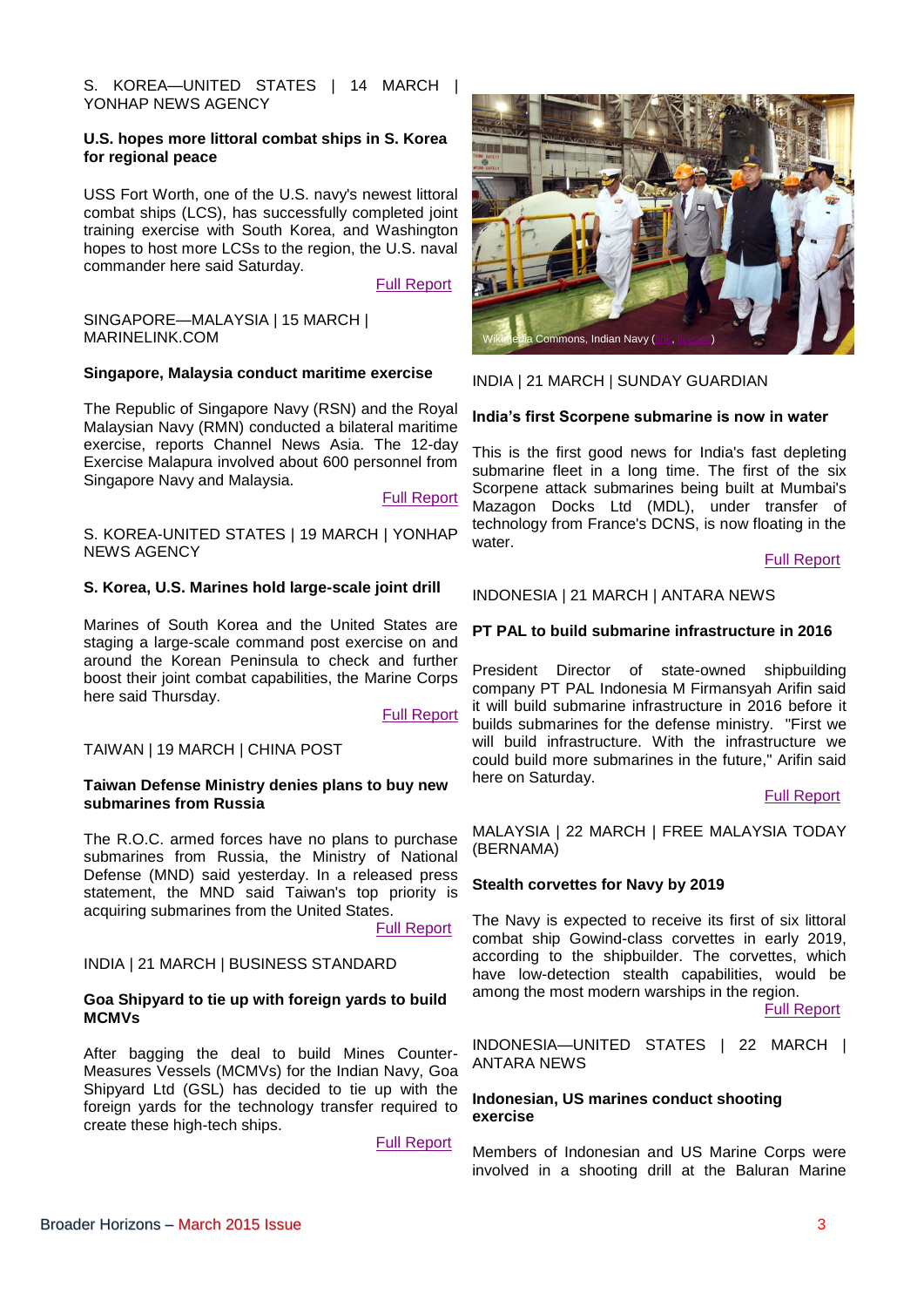S. KOREA—UNITED STATES | 14 MARCH | YONHAP NEWS AGENCY

**U.S. hopes more littoral combat ships in S. Korea for regional peace**

USS Fort Worth, one of the U.S. navy's newest littoral combat ships (LCS), has successfully completed joint training exercise with South Korea, and Washington hopes to host more LCSs to the region, the U.S. naval commander here said Saturday.

Full Report

SINGAPORE—MALAYSIA | 15 MARCH | MARINELINK.COM

**Singapore, Malaysia conduct maritime exercise**

The Republic of Singapore Navy (RSN) and the Royal Malaysian Navy (RMN) conducted a bilateral maritime exercise, reports Channel News Asia. The 12-day Exercise Malapura involved about 600 personnel from Singapore Navy and Malaysia.

Full Report

S. KOREA-UNITED STATES | 19 MARCH | YONHAP NEWS AGENCY

**S. Korea, U.S. Marines hold large-scale joint drill**

Marines of South Korea and the United States are staging a large-scale command post exercise on and around the Korean Peninsula to check and further boost their joint combat capabilities, the Marine Corps here said Thursday.

Full Report

TAIWAN | 19 MARCH | CHINA POST

**Taiwan Defense Ministry denies plans to buy new submarines from Russia**

The R.O.C. armed forces have no plans to purchase submarines from Russia, the Ministry of National Defense (MND) said yesterday. In a released press statement, the MND said Taiwan's top priority is acquiring submarines from the United States.

Full Report

INDIA | 21 MARCH | BUSINESS STANDARD

**Goa Shipyard to tie up with foreign yards to build MCMVs**

After bagging the deal to build Mines Counter-Measures Vessels (MCMVs) for the Indian Navy, Goa Shipyard Ltd (GSL) has decided to tie up with the foreign yards for the technology transfer required to create these high-tech ships.

Full Report

Wikimedia Commons, Indian Navy (link, license)

INDIA | 21 MARCH | SUNDAY GUARDIAN

**India's first Scorpene submarine is now in water**

This is the first good news for India's fast depleting submarine fleet in a long time. The first of the six Scorpene attack submarines being built at Mumbai's Mazagon Docks Ltd (MDL), under transfer of technology from France's DCNS, is now floating in the water.

Full Report

INDONESIA | 21 MARCH | ANTARA NEWS

**PT PAL to build submarine infrastructure in 2016**

President Director of state-owned shipbuilding company PT PAL Indonesia M Firmansyah Arifin said it will build submarine infrastructure in 2016 before it builds submarines for the defense ministry. "First we will build infrastructure. With the infrastructure we could build more submarines in the future," Arifin said here on Saturday.

Full Report

MALAYSIA | 22 MARCH | FREE MALAYSIA TODAY (BERNAMA)

**Stealth corvettes for Navy by 2019**

The Navy is expected to receive its first of six littoral combat ship Gowind-class corvettes in early 2019, according to the shipbuilder. The corvettes, which have low-detection stealth capabilities, would be among the most modern warships in the region.

Full Report

INDONESIA—UNITED STATES | 22 MARCH | ANTARA NEWS

**Indonesian, US marines conduct shooting exercise**

Members of Indonesian and US Marine Corps were involved in a shooting drill at the Baluran Marine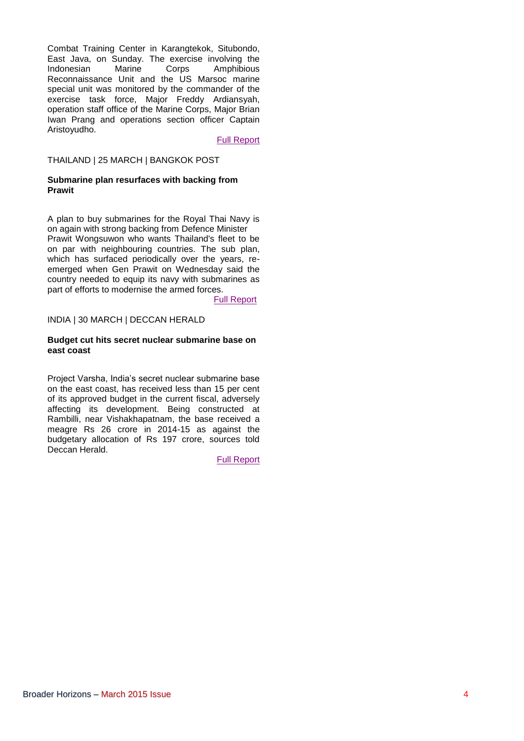Combat Training Center in Karangtekok, Situbondo, East Java, on Sunday. The exercise involving the Indonesian Marine Corps Amphibious Reconnaissance Unit and the US Marsoc marine special unit was monitored by the commander of the exercise task force, Major Freddy Ardiansyah, operation staff office of the Marine Corps, Major Brian Iwan Prang and operations section officer Captain Aristoyudho.

Full Report

THAILAND | 25 MARCH | BANGKOK POST

**Submarine plan resurfaces with backing from Prawit**

A plan to buy submarines for the Royal Thai Navy is on again with strong backing from Defence Minister Prawit Wongsuwon who wants Thailand's fleet to be on par with neighbouring countries. The sub plan, which has surfaced periodically over the years, re-emerged when Gen Prawit on Wednesday said the country needed to equip its navy with submarines as part of efforts to modernise the armed forces.

Full Report

INDIA | 30 MARCH | DECCAN HERALD

**Budget cut hits secret nuclear submarine base on east coast**

Project Varsha, India's secret nuclear submarine base on the east coast, has received less than 15 per cent of its approved budget in the current fiscal, adversely affecting its development. Being constructed at Rambilli, near Vishakhapatnam, the base received a meagre Rs 26 crore in 2014-15 as against the budgetary allocation of Rs 197 crore, sources told Deccan Herald.

Full Report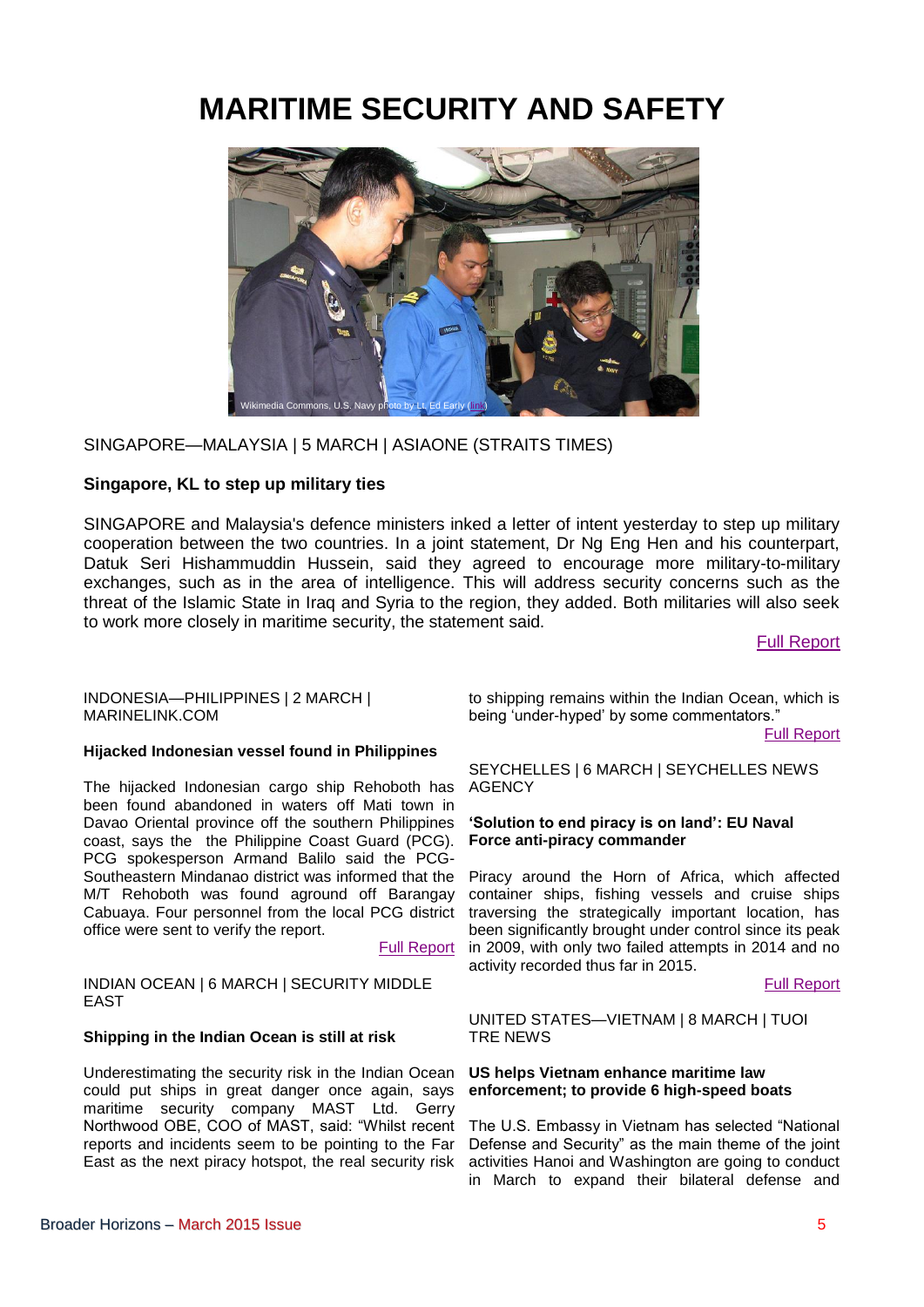# MARITIME SECURITY AND SAFETY

Wikimedia Commons, U.S. Navy photo by Lt. Ed Early (link)

SINGAPORE—MALAYSIA | 5 MARCH | ASIAONE (STRAITS TIMES)

**Singapore, KL to step up military ties**

SINGAPORE and Malaysia's defence ministers inked a letter of intent yesterday to step up military cooperation between the two countries. In a joint statement, Dr Ng Eng Hen and his counterpart, Datuk Seri Hishammuddin Hussein, said they agreed to encourage more military-to-military exchanges, such as in the area of intelligence. This will address security concerns such as the threat of the Islamic State in Iraq and Syria to the region, they added. Both militaries will also seek to work more closely in maritime security, the statement said.

Full Report

INDONESIA—PHILIPPINES | 2 MARCH | MARINELINK.COM

**Hijacked Indonesian vessel found in Philippines**

The hijacked Indonesian cargo ship Rehoboth has been found abandoned in waters off Mati town in Davao Oriental province off the southern Philippines coast, says the the Philippine Coast Guard (PCG). PCG spokesperson Armand Balilo said the PCG-Southeastern Mindanao district was informed that the M/T Rehoboth was found aground off Barangay Cabuaya. Four personnel from the local PCG district office were sent to verify the report.

Full Report

INDIAN OCEAN | 6 MARCH | SECURITY MIDDLE EAST

**Shipping in the Indian Ocean is still at risk**

Underestimating the security risk in the Indian Ocean could put ships in great danger once again, says maritime security company MAST Ltd. Gerry Northwood OBE, COO of MAST, said: "Whilst recent reports and incidents seem to be pointing to the Far East as the next piracy hotspot, the real security risk to shipping remains within the Indian Ocean, which is being 'under-hyped' by some commentators."

Full Report

SEYCHELLES | 6 MARCH | SEYCHELLES NEWS AGENCY

**'Solution to end piracy is on land': EU Naval Force anti-piracy commander**

Piracy around the Horn of Africa, which affected container ships, fishing vessels and cruise ships traversing the strategically important location, has been significantly brought under control since its peak in 2009, with only two failed attempts in 2014 and no activity recorded thus far in 2015.

Full Report

UNITED STATES—VIETNAM | 8 MARCH | TUOI TRE NEWS

**US helps Vietnam enhance maritime law enforcement; to provide 6 high-speed boats**

The U.S. Embassy in Vietnam has selected "National Defense and Security" as the main theme of the joint activities Hanoi and Washington are going to conduct in March to expand their bilateral defense and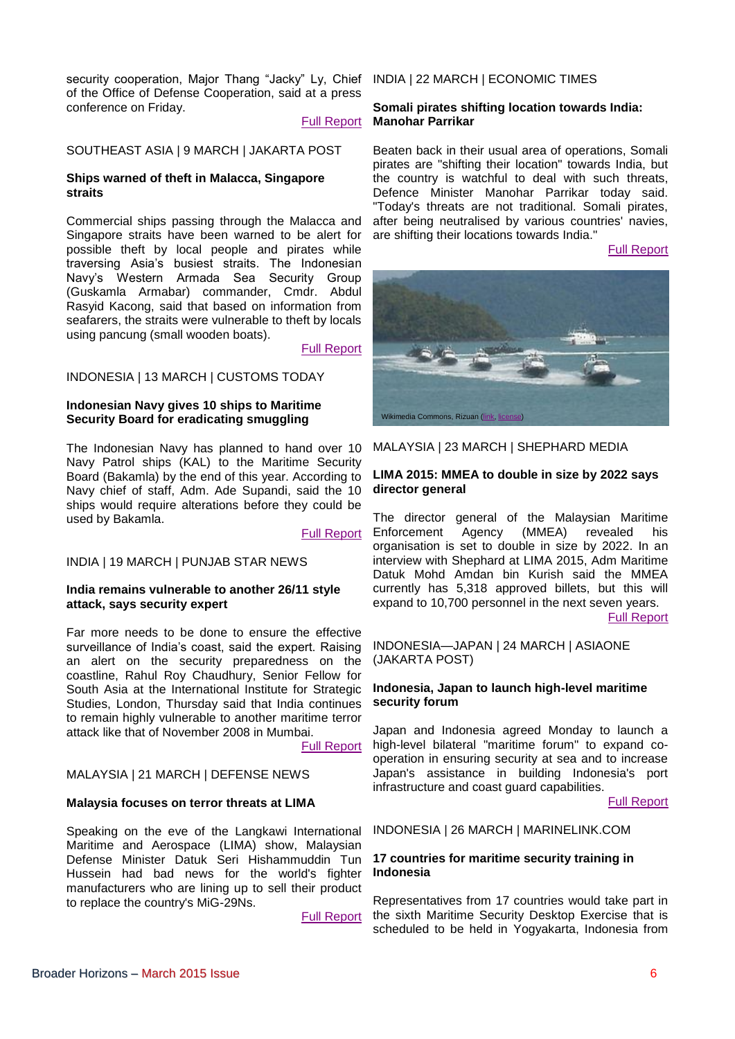security cooperation, Major Thang "Jacky" Ly, Chief of the Office of Defense Cooperation, said at a press conference on Friday.

Full Report

SOUTHEAST ASIA | 9 MARCH | JAKARTA POST

**Ships warned of theft in Malacca, Singapore straits**

Commercial ships passing through the Malacca and Singapore straits have been warned to be alert for possible theft by local people and pirates while traversing Asia's busiest straits. The Indonesian Navy's Western Armada Sea Security Group (Guskamla Armabar) commander, Cmdr. Abdul Rasyid Kacong, said that based on information from seafarers, the straits were vulnerable to theft by locals using pancung (small wooden boats).

Full Report

INDONESIA | 13 MARCH | CUSTOMS TODAY

**Indonesian Navy gives 10 ships to Maritime Security Board for eradicating smuggling**

The Indonesian Navy has planned to hand over 10 Navy Patrol ships (KAL) to the Maritime Security Board (Bakamla) by the end of this year. According to Navy chief of staff, Adm. Ade Supandi, said the 10 ships would require alterations before they could be used by Bakamla.

Full Report

INDIA | 19 MARCH | PUNJAB STAR NEWS

**India remains vulnerable to another 26/11 style attack, says security expert**

Far more needs to be done to ensure the effective surveillance of India's coast, said the expert. Raising an alert on the security preparedness on the coastline, Rahul Roy Chaudhury, Senior Fellow for South Asia at the International Institute for Strategic Studies, London, Thursday said that India continues to remain highly vulnerable to another maritime terror attack like that of November 2008 in Mumbai.

Full Report

MALAYSIA | 21 MARCH | DEFENSE NEWS

**Malaysia focuses on terror threats at LIMA**

Speaking on the eve of the Langkawi International Maritime and Aerospace (LIMA) show, Malaysian Defense Minister Datuk Seri Hishammuddin Tun Hussein had bad news for the world's fighter manufacturers who are lining up to sell their product to replace the country's MiG-29Ns.

Full Report

INDIA | 22 MARCH | ECONOMIC TIMES

**Somali pirates shifting location towards India: Manohar Parrikar**

Beaten back in their usual area of operations, Somali pirates are "shifting their location" towards India, but the country is watchful to deal with such threats, Defence Minister Manohar Parrikar today said. "Today's threats are not traditional. Somali pirates, after being neutralised by various countries' navies, are shifting their locations towards India."

Full Report

Wikimedia Commons, Rizuan (link, license)

MALAYSIA | 23 MARCH | SHEPHARD MEDIA

**LIMA 2015: MMEA to double in size by 2022 says director general**

The director general of the Malaysian Maritime Enforcement Agency (MMEA) revealed his organisation is set to double in size by 2022. In an interview with Shephard at LIMA 2015, Adm Maritime Datuk Mohd Amdan bin Kurish said the MMEA currently has 5,318 approved billets, but this will expand to 10,700 personnel in the next seven years.

Full Report

INDONESIA—JAPAN | 24 MARCH | ASIAONE (JAKARTA POST)

**Indonesia, Japan to launch high-level maritime security forum**

Japan and Indonesia agreed Monday to launch a high-level bilateral "maritime forum" to expand co-operation in ensuring security at sea and to increase Japan's assistance in building Indonesia's port infrastructure and coast guard capabilities.

Full Report

INDONESIA | 26 MARCH | MARINELINK.COM

**17 countries for maritime security training in Indonesia**

Representatives from 17 countries would take part in the sixth Maritime Security Desktop Exercise that is scheduled to be held in Yogyakarta, Indonesia from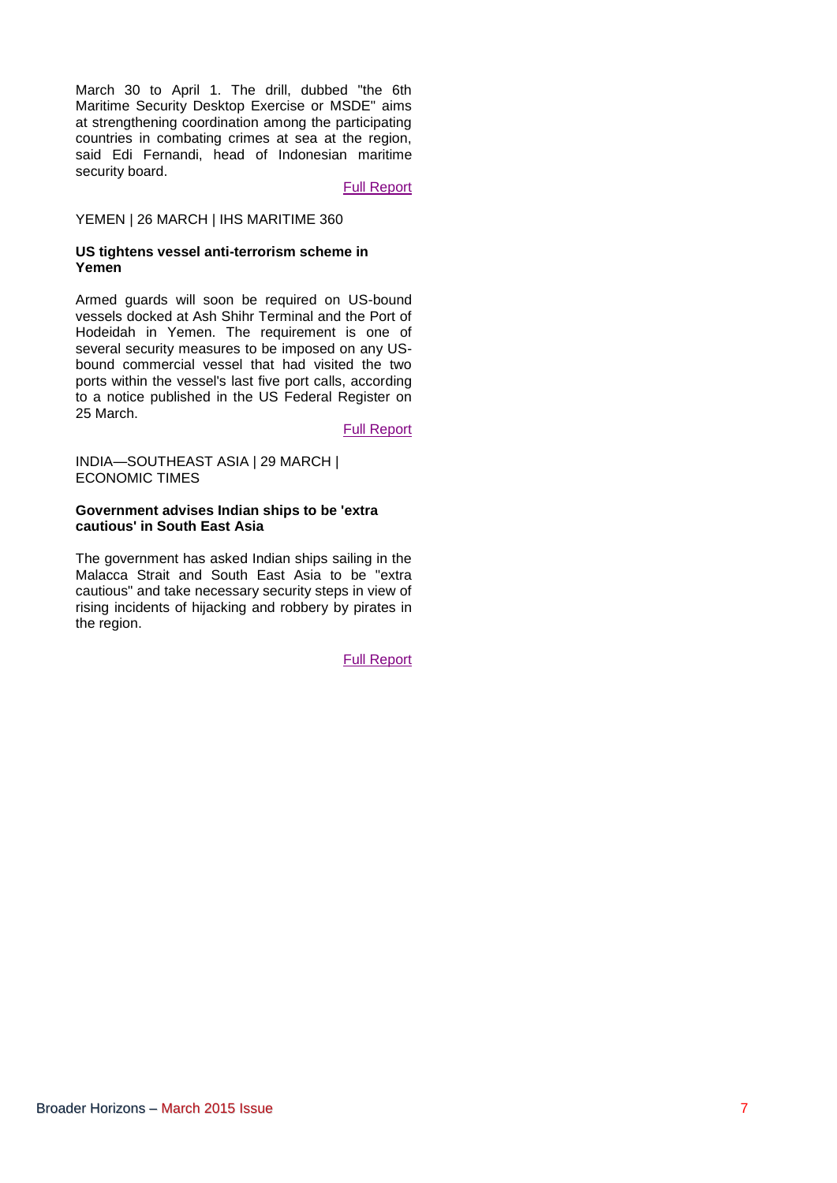March 30 to April 1. The drill, dubbed "the 6th Maritime Security Desktop Exercise or MSDE" aims at strengthening coordination among the participating countries in combating crimes at sea at the region, said Edi Fernandi, head of Indonesian maritime security board.

Full Report

YEMEN | 26 MARCH | IHS MARITIME 360

**US tightens vessel anti-terrorism scheme in Yemen**

Armed guards will soon be required on US-bound vessels docked at Ash Shihr Terminal and the Port of Hodeidah in Yemen. The requirement is one of several security measures to be imposed on any US-bound commercial vessel that had visited the two ports within the vessel's last five port calls, according to a notice published in the US Federal Register on 25 March.

Full Report

INDIA—SOUTHEAST ASIA | 29 MARCH | ECONOMIC TIMES

**Government advises Indian ships to be 'extra cautious' in South East Asia**

The government has asked Indian ships sailing in the Malacca Strait and South East Asia to be "extra cautious" and take necessary security steps in view of rising incidents of hijacking and robbery by pirates in the region.

Full Report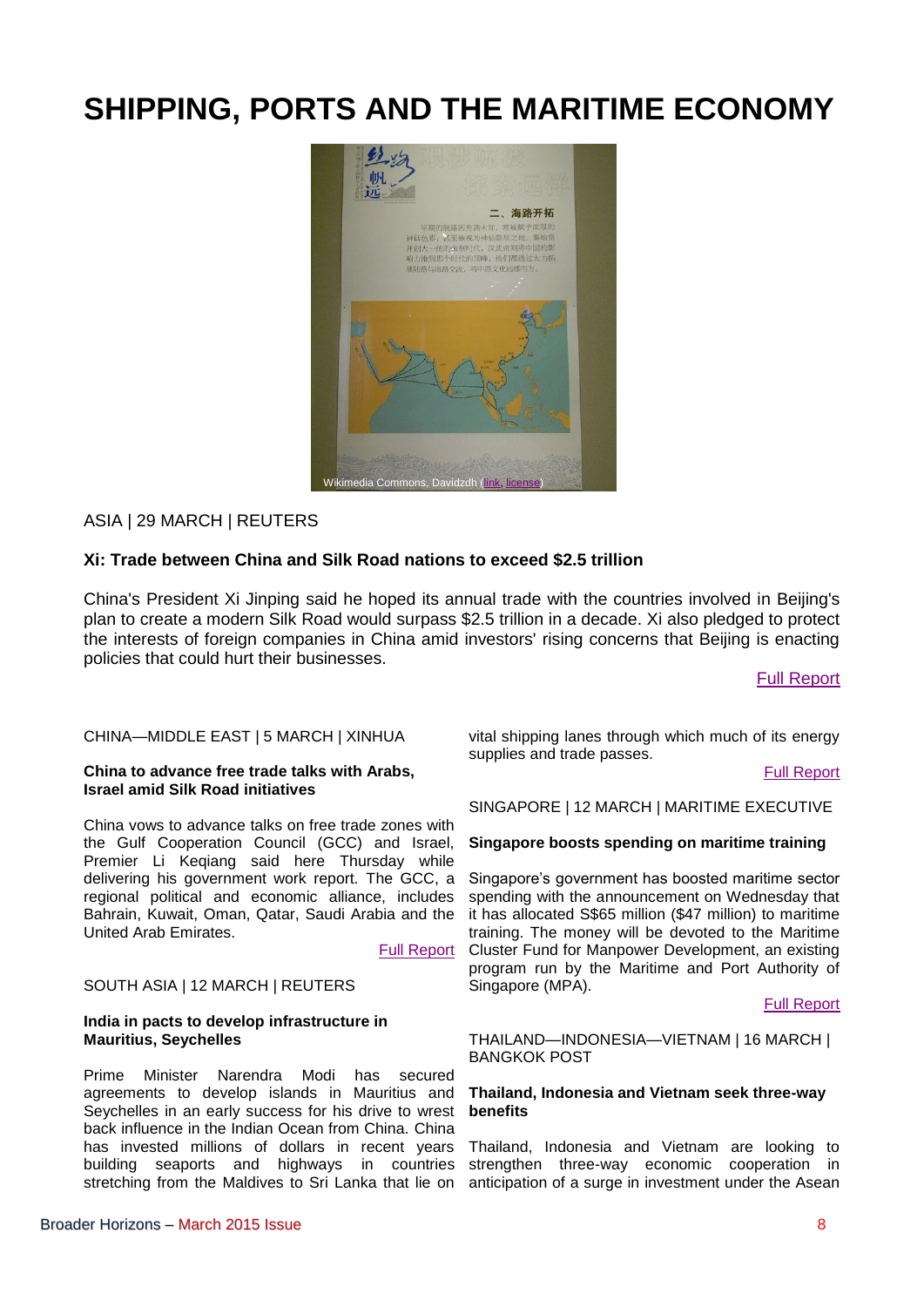# SHIPPING, PORTS AND THE MARITIME ECONOMY

Wikimedia Commons, Davidzdh (link, license)

ASIA | 29 MARCH | REUTERS

**Xi: Trade between China and Silk Road nations to exceed $2.5 trillion**

China's President Xi Jinping said he hoped its annual trade with the countries involved in Beijing's plan to create a modern Silk Road would surpass $2.5 trillion in a decade. Xi also pledged to protect the interests of foreign companies in China amid investors' rising concerns that Beijing is enacting policies that could hurt their businesses.

Full Report

CHINA—MIDDLE EAST | 5 MARCH | XINHUA

**China to advance free trade talks with Arabs, Israel amid Silk Road initiatives**

China vows to advance talks on free trade zones with the Gulf Cooperation Council (GCC) and Israel, Premier Li Keqiang said here Thursday while delivering his government work report. The GCC, a regional political and economic alliance, includes Bahrain, Kuwait, Oman, Qatar, Saudi Arabia and the United Arab Emirates.

Full Report

SOUTH ASIA | 12 MARCH | REUTERS

**India in pacts to develop infrastructure in Mauritius, Seychelles**

Prime Minister Narendra Modi has secured agreements to develop islands in Mauritius and Seychelles in an early success for his drive to wrest back influence in the Indian Ocean from China. China has invested millions of dollars in recent years building seaports and highways in countries stretching from the Maldives to Sri Lanka that lie on vital shipping lanes through which much of its energy supplies and trade passes.

Full Report

SINGAPORE | 12 MARCH | MARITIME EXECUTIVE

**Singapore boosts spending on maritime training**

Singapore's government has boosted maritime sector spending with the announcement on Wednesday that it has allocated S$65 million ($47 million) to maritime training. The money will be devoted to the Maritime Cluster Fund for Manpower Development, an existing program run by the Maritime and Port Authority of Singapore (MPA).

Full Report

THAILAND—INDONESIA—VIETNAM | 16 MARCH | BANGKOK POST

**Thailand, Indonesia and Vietnam seek three-way benefits**

Thailand, Indonesia and Vietnam are looking to strengthen three-way economic cooperation in anticipation of a surge in investment under the Asean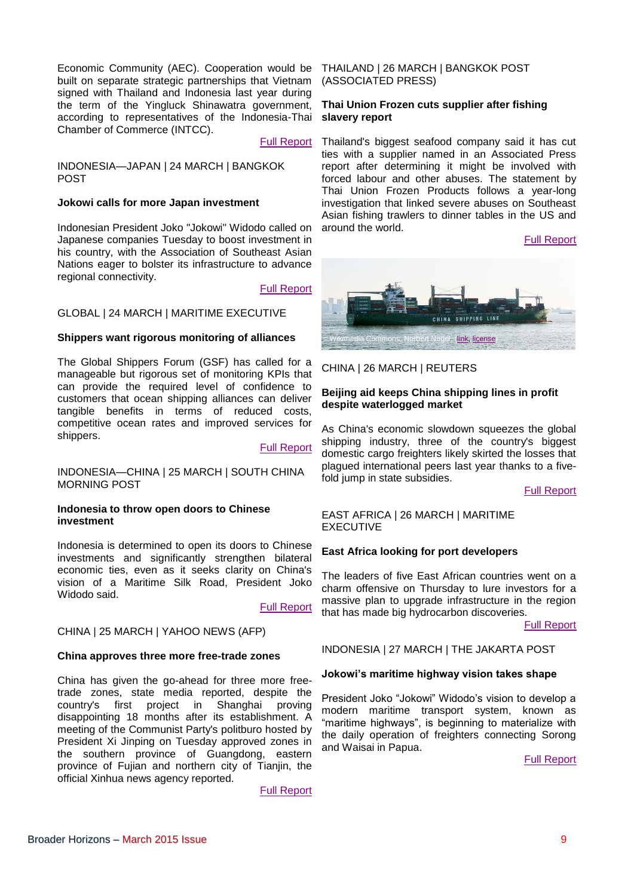Economic Community (AEC). Cooperation would be built on separate strategic partnerships that Vietnam signed with Thailand and Indonesia last year during the term of the Yingluck Shinawatra government, according to representatives of the Indonesia-Thai Chamber of Commerce (INTCC).

Full Report

INDONESIA—JAPAN | 24 MARCH | BANGKOK POST

**Jokowi calls for more Japan investment**

Indonesian President Joko "Jokowi" Widodo called on Japanese companies Tuesday to boost investment in his country, with the Association of Southeast Asian Nations eager to bolster its infrastructure to advance regional connectivity.

Full Report

GLOBAL | 24 MARCH | MARITIME EXECUTIVE

**Shippers want rigorous monitoring of alliances**

The Global Shippers Forum (GSF) has called for a manageable but rigorous set of monitoring KPIs that can provide the required level of confidence to customers that ocean shipping alliances can deliver tangible benefits in terms of reduced costs, competitive ocean rates and improved services for shippers.

Full Report

INDONESIA—CHINA | 25 MARCH | SOUTH CHINA MORNING POST

**Indonesia to throw open doors to Chinese investment**

Indonesia is determined to open its doors to Chinese investments and significantly strengthen bilateral economic ties, even as it seeks clarity on China's vision of a Maritime Silk Road, President Joko Widodo said.

Full Report

CHINA | 25 MARCH | YAHOO NEWS (AFP)

**China approves three more free-trade zones**

China has given the go-ahead for three more free-trade zones, state media reported, despite the country's first project in Shanghai proving disappointing 18 months after its establishment. A meeting of the Communist Party's politburo hosted by President Xi Jinping on Tuesday approved zones in the southern province of Guangdong, eastern province of Fujian and northern city of Tianjin, the official Xinhua news agency reported.

Full Report

THAILAND | 26 MARCH | BANGKOK POST (ASSOCIATED PRESS)

**Thai Union Frozen cuts supplier after fishing slavery report**

Thailand's biggest seafood company said it has cut ties with a supplier named in an Associated Press report after determining it might be involved with forced labour and other abuses. The statement by Thai Union Frozen Products follows a year-long investigation that linked severe abuses on Southeast Asian fishing trawlers to dinner tables in the US and around the world.

Full Report

Wikimedia Commons, Norbert Nagel, link, license

CHINA | 26 MARCH | REUTERS

**Beijing aid keeps China shipping lines in profit despite waterlogged market**

As China's economic slowdown squeezes the global shipping industry, three of the country's biggest domestic cargo freighters likely skirted the losses that plagued international peers last year thanks to a five-fold jump in state subsidies.

Full Report

EAST AFRICA | 26 MARCH | MARITIME EXECUTIVE

**East Africa looking for port developers**

The leaders of five East African countries went on a charm offensive on Thursday to lure investors for a massive plan to upgrade infrastructure in the region that has made big hydrocarbon discoveries.

Full Report

INDONESIA | 27 MARCH | THE JAKARTA POST

**Jokowi's maritime highway vision takes shape**

President Joko "Jokowi" Widodo's vision to develop a modern maritime transport system, known as "maritime highways", is beginning to materialize with the daily operation of freighters connecting Sorong and Waisai in Papua.

Full Report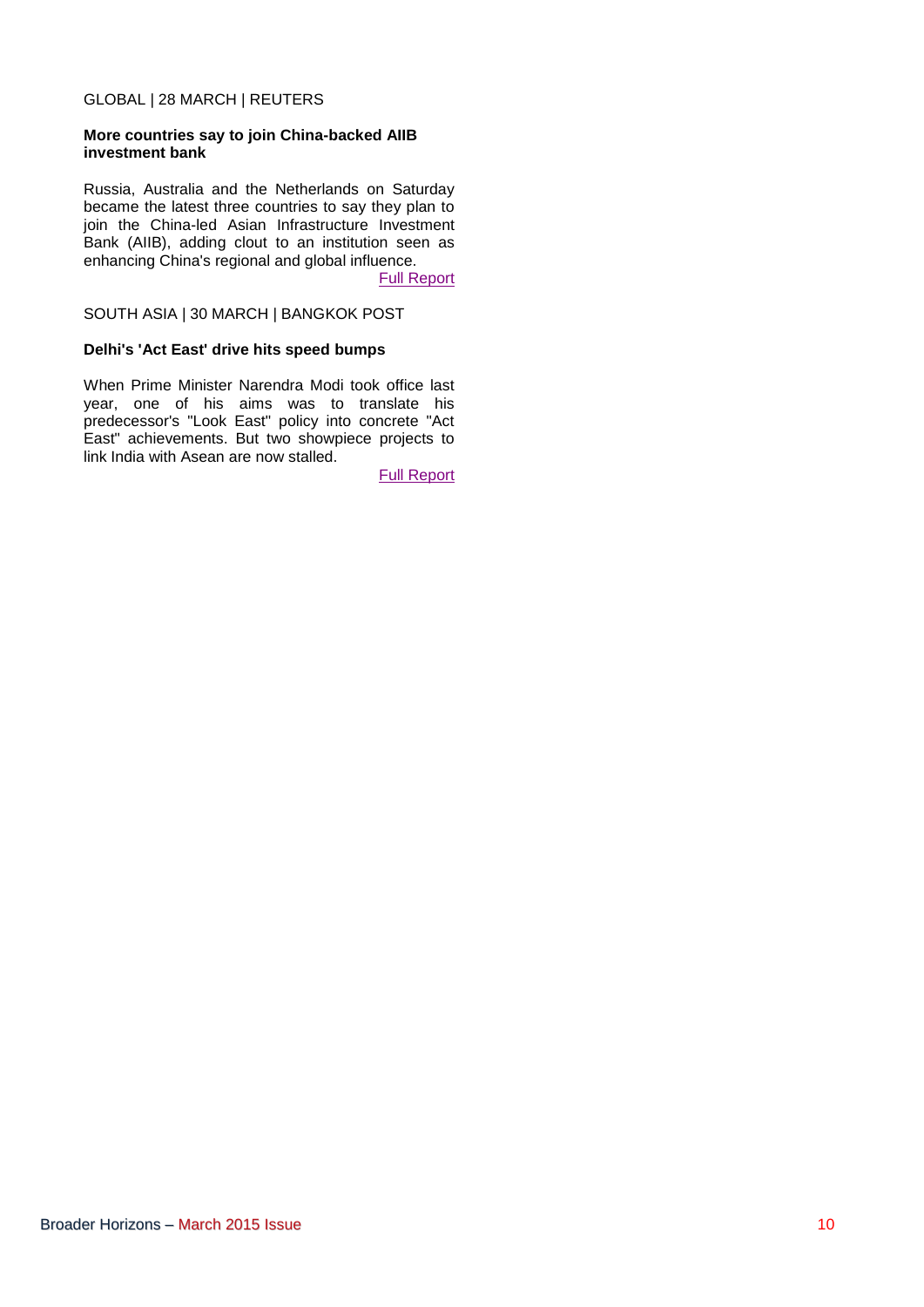GLOBAL | 28 MARCH | REUTERS

**More countries say to join China-backed AIIB investment bank**

Russia, Australia and the Netherlands on Saturday became the latest three countries to say they plan to join the China-led Asian Infrastructure Investment Bank (AIIB), adding clout to an institution seen as enhancing China's regional and global influence.

Full Report

SOUTH ASIA | 30 MARCH | BANGKOK POST

**Delhi's 'Act East' drive hits speed bumps**

When Prime Minister Narendra Modi took office last year, one of his aims was to translate his predecessor's "Look East" policy into concrete "Act East" achievements. But two showpiece projects to link India with Asean are now stalled.

Full Report